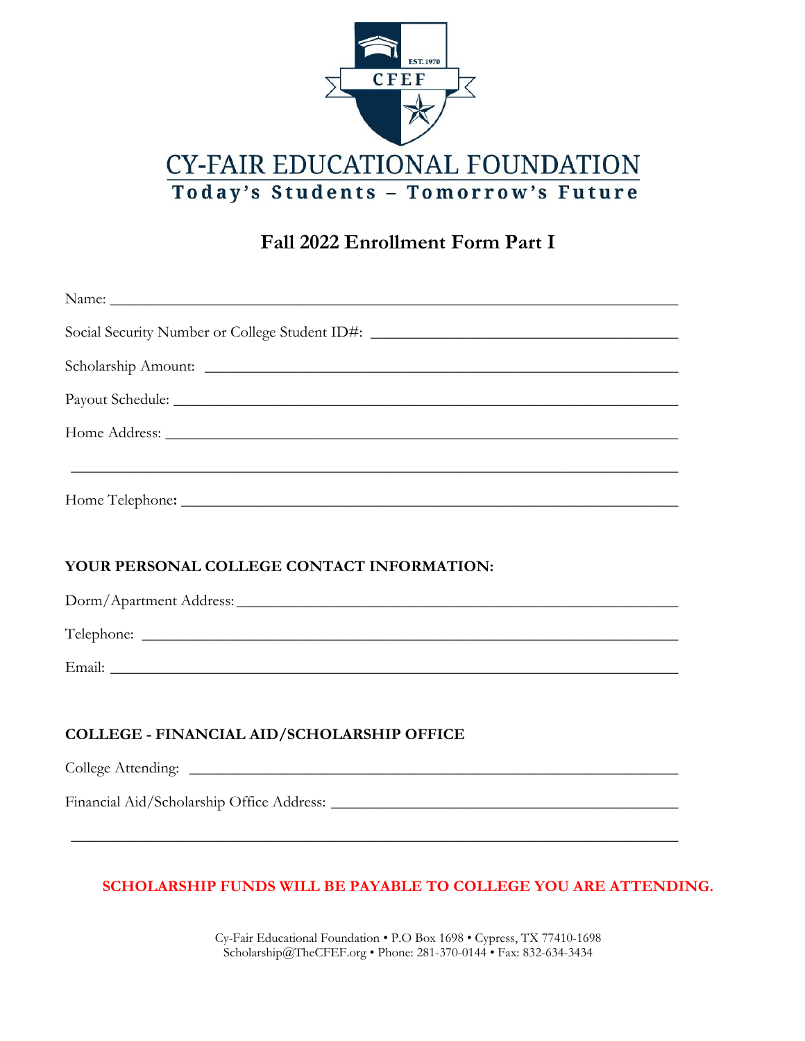CY-FAIR EDUCATIONAL FOUNDATION

Today's Students – Tomorrow's Future

# Fall 2022 Enrollment Form Part I

Name: ___________________________________________________________________________

Social Security Number or College Student ID#: ____________________________________

Scholarship Amount: _______________________________________________________________

Payout Schedule: _________________________________________________________________

Home Address: ___________________________________________________________________

_________________________________________________________________________________

Home Telephone: _________________________________________________________________

**YOUR PERSONAL COLLEGE CONTACT INFORMATION:**

Dorm/Apartment Address: ___________________________________________________________

Telephone: ______________________________________________________________________

Email: __________________________________________________________________________

**COLLEGE - FINANCIAL AID/SCHOLARSHIP OFFICE**

College Attending: _______________________________________________________________

Financial Aid/Scholarship Office Address: __________________________________________

_________________________________________________________________________________

**SCHOLARSHIP FUNDS WILL BE PAYABLE TO COLLEGE YOU ARE ATTENDING.**

Cy-Fair Educational Foundation • P.O Box 1698 • Cypress, TX 77410-1698
Scholarship@TheCFEF.org • Phone: 281-370-0144 • Fax: 832-634-3434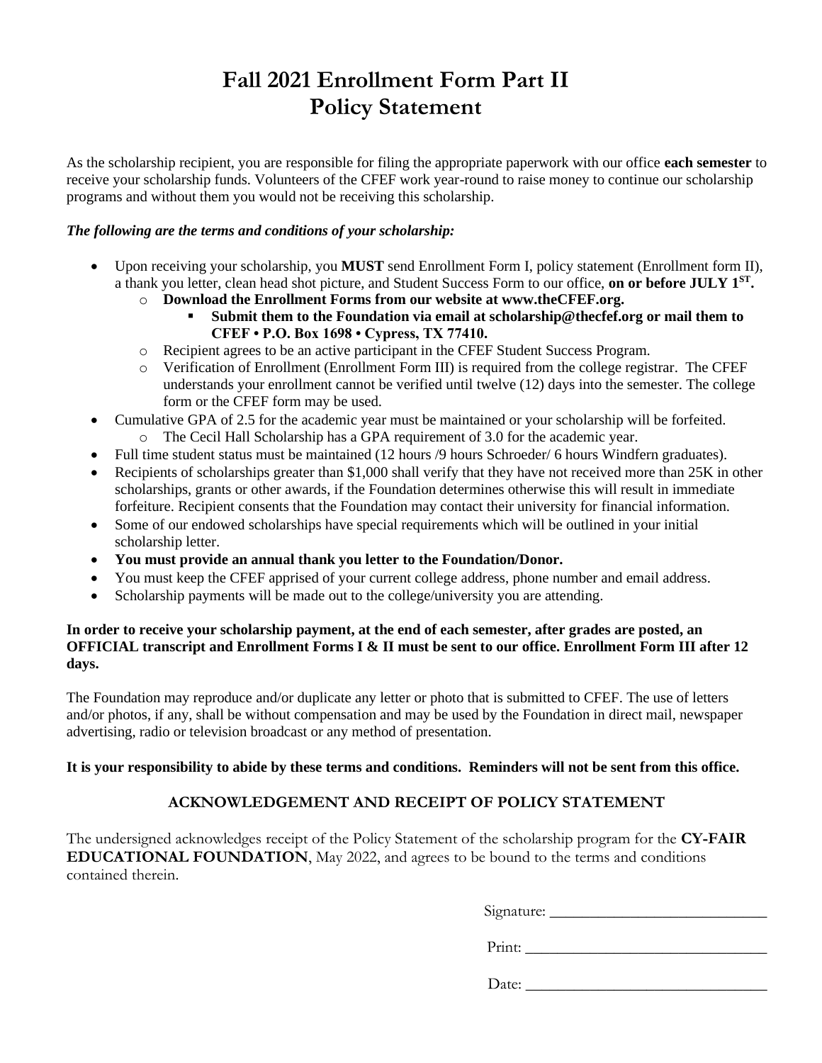# Fall 2021 Enrollment Form Part II
# Policy Statement

As the scholarship recipient, you are responsible for filing the appropriate paperwork with our office **each semester** to receive your scholarship funds. Volunteers of the CFEF work year-round to raise money to continue our scholarship programs and without them you would not be receiving this scholarship.

***The following are the terms and conditions of your scholarship:***

- Upon receiving your scholarship, you **MUST** send Enrollment Form I, policy statement (Enrollment form II), a thank you letter, clean head shot picture, and Student Success Form to our office, **on or before JULY 1ST.**
  - **Download the Enrollment Forms from our website at www.theCFEF.org.**
    - **Submit them to the Foundation via email at scholarship@thecfef.org or mail them to CFEF • P.O. Box 1698 • Cypress, TX 77410.**
  - Recipient agrees to be an active participant in the CFEF Student Success Program.
  - Verification of Enrollment (Enrollment Form III) is required from the college registrar. The CFEF understands your enrollment cannot be verified until twelve (12) days into the semester. The college form or the CFEF form may be used.
- Cumulative GPA of 2.5 for the academic year must be maintained or your scholarship will be forfeited.
  - The Cecil Hall Scholarship has a GPA requirement of 3.0 for the academic year.
- Full time student status must be maintained (12 hours /9 hours Schroeder/ 6 hours Windfern graduates).
- Recipients of scholarships greater than $1,000 shall verify that they have not received more than 25K in other scholarships, grants or other awards, if the Foundation determines otherwise this will result in immediate forfeiture. Recipient consents that the Foundation may contact their university for financial information.
- Some of our endowed scholarships have special requirements which will be outlined in your initial scholarship letter.
- **You must provide an annual thank you letter to the Foundation/Donor.**
- You must keep the CFEF apprised of your current college address, phone number and email address.
- Scholarship payments will be made out to the college/university you are attending.

**In order to receive your scholarship payment, at the end of each semester, after grades are posted, an OFFICIAL transcript and Enrollment Forms I & II must be sent to our office. Enrollment Form III after 12 days.**

The Foundation may reproduce and/or duplicate any letter or photo that is submitted to CFEF. The use of letters and/or photos, if any, shall be without compensation and may be used by the Foundation in direct mail, newspaper advertising, radio or television broadcast or any method of presentation.

**It is your responsibility to abide by these terms and conditions. Reminders will not be sent from this office.**

## ACKNOWLEDGEMENT AND RECEIPT OF POLICY STATEMENT

The undersigned acknowledges receipt of the Policy Statement of the scholarship program for the **CY-FAIR EDUCATIONAL FOUNDATION**, May 2022, and agrees to be bound to the terms and conditions contained therein.

Signature: ____________________________

Print: ________________________________

Date: ________________________________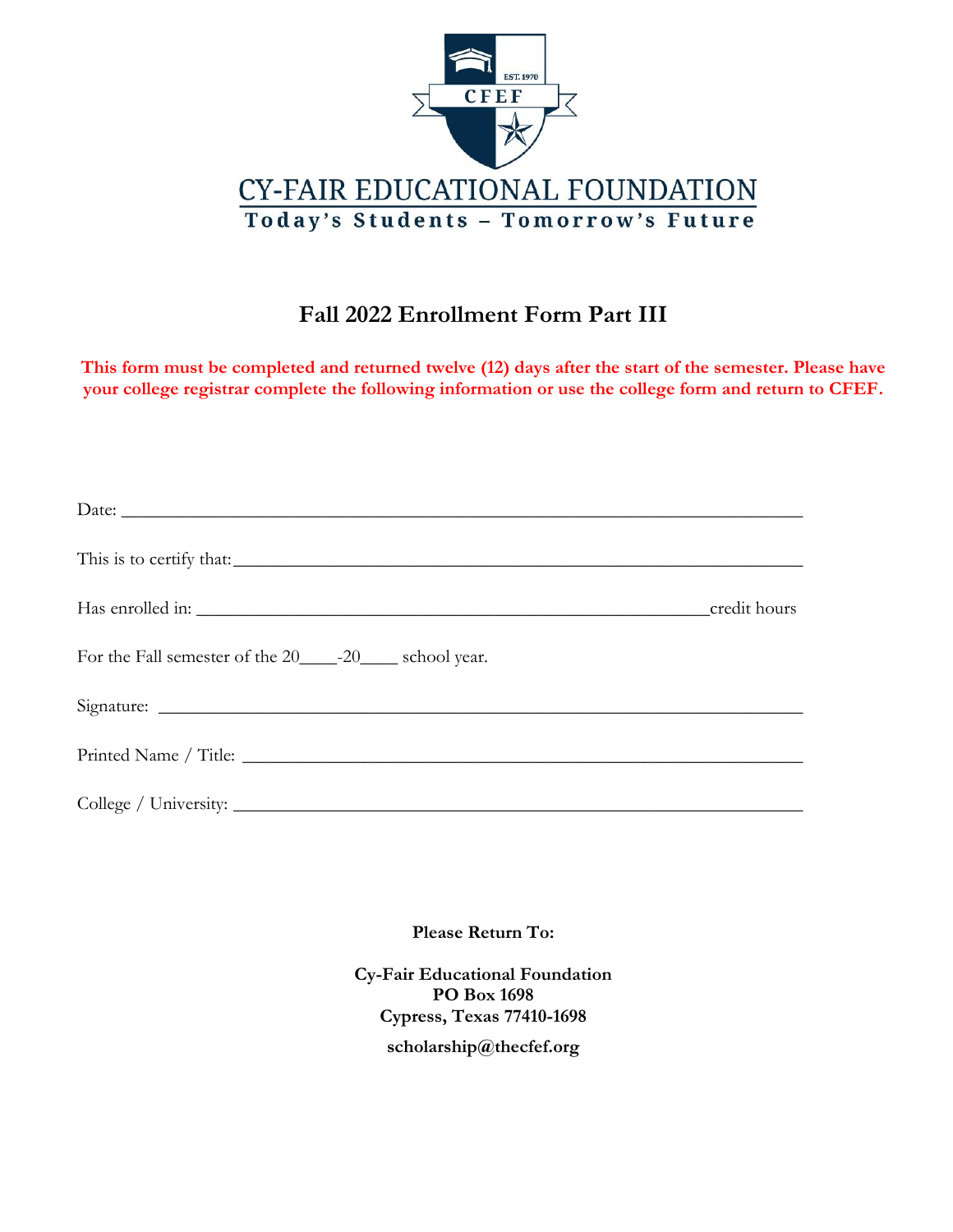CFEF

EST. 1970

# CY-FAIR EDUCATIONAL FOUNDATION

**Today's Students – Tomorrow's Future**

## Fall 2022 Enrollment Form Part III

**This form must be completed and returned twelve (12) days after the start of the semester. Please have your college registrar complete the following information or use the college form and return to CFEF.**

Date: ______________________________________________________________________

This is to certify that:________________________________________________________

Has enrolled in: ____________________________________________________credit hours

For the Fall semester of the 20____-20____ school year.

Signature: _________________________________________________________________

Printed Name / Title: _________________________________________________________

College / University: _________________________________________________________

**Please Return To:**

**Cy-Fair Educational Foundation**
**PO Box 1698**
**Cypress, Texas 77410-1698**

**scholarship@thecfef.org**